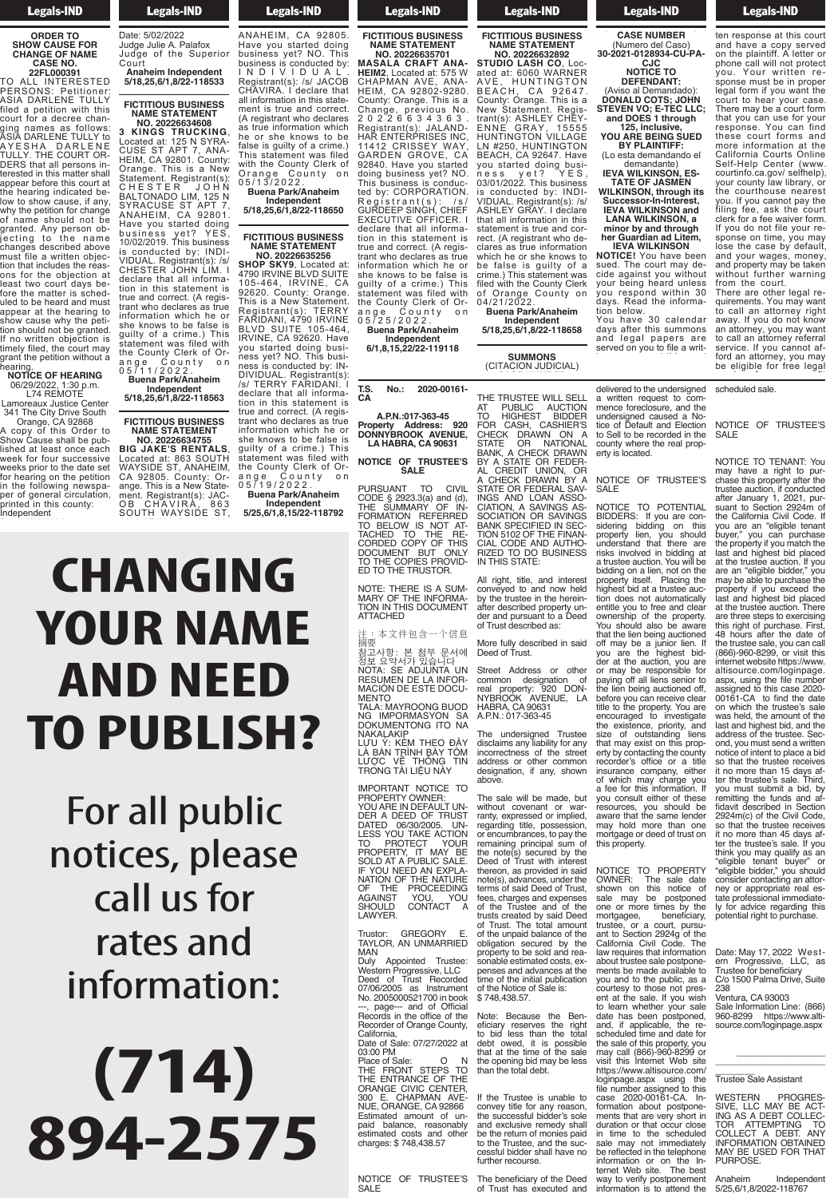**ORDER TO SHOW CAUSE FOR CHANGE OF NAME CASE NO. 22FL000391**

TO ALL INTERESTED PERSONS: Petitioner: ASIA DARLENE TULLY filed a petition with this court for a decree changing names as follows: ASIA DARLENE TULLY to AYESHA DARLENE TULLY. THE COURT ORDERS that all persons interested in this matter shall appear before this court at the hearing indicated below to show cause, if any, why the petition for change of name should not be granted. Any person objecting to the name changes described above must file a written objection that includes the reasons for the objection at least two court days before the matter is scheduled to be heard and must appear at the hearing to show cause why the petition should not be granted. If no written objection is timely filed, the court may grant the petition without a hearing.

**NOTICE OF HEARING**
06/29/2022, 1:30 p.m.
L74 REMOTE
Lamoreaux Justice Center
341 The City Drive South
Orange, CA 92868

A copy of this Order to Show Cause shall be published at least once each week for four successive weeks prior to the date set for hearing on the petition in the following newspaper of general circulation, printed in this county: Independent

Date: 5/02/2022
Judge Julie A. Palafox
Judge of the Superior Court

**Anaheim Independent 5/18,25,6/1,8/22-118533**

**FICTITIOUS BUSINESS NAME STATEMENT NO. 20226634608**

**3 KINGS TRUCKING**, Located at: 125 N SYRACUSE ST APT 7, ANAHEIM, CA 92801. County: Orange. This is a New Statement. Registrant(s): CHESTER JOHN BALTONADO LIM, 125 N SYRACUSE ST APT 7, ANAHEIM, CA 92801. Have you started doing business yet? YES, 10/02/2019. This business is conducted by: INDIVIDUAL. Registrant(s): /s/ CHESTER JOHN LIM. I declare that all information in this statement is true and correct. (A registrant who declares as true information which he or she knows to be false is guilty of a crime.) This statement was filed with the County Clerk of Orange County on 05/11/2022.

**Buena Park/Anaheim Independent 5/18,25,6/1,8/22-118563**

**FICTITIOUS BUSINESS NAME STATEMENT NO. 20226634755**

**BIG JAKE'S RENTALS**, Located at: 863 SOUTH WAYSIDE ST, ANAHEIM, CA 92805. County: Orange. This is a New Statement. Registrant(s): JACOB CHAVIRA, 863 SOUTH WAYSIDE ST, ANAHEIM, CA 92805. Have you started doing business yet? NO. This business is conducted by: INDIVIDUAL. Registrant(s): /s/ JACOB CHAVIRA. I declare that all information in this statement is true and correct. (A registrant who declares as true information which he or she knows to be false is guilty of a crime.) This statement was filed with the County Clerk of Orange County on 05/13/2022.

**Buena Park/Anaheim Independent 5/18,25,6/1,8/22-118650**

**FICTITIOUS BUSINESS NAME STATEMENT NO. 20226635256**

**SHOP SKY9**, Located at: 4790 IRVINE BLVD SUITE 105-464, IRVINE, CA 92620. County: Orange. This is a New Statement. Registrant(s): TERRY FARIDANI, 4790 IRVINE BLVD SUITE 105-464, IRVINE, CA 92620. Have you started doing business yet? NO. This business is conducted by: INDIVIDUAL. Registrant(s): /s/ TERRY FARIDANI. I declare that all information in this statement is true and correct. (A registrant who declares as true information which he or she knows to be false is guilty of a crime.) This statement was filed with the County Clerk of Orange County on 05/19/2022.

**Buena Park/Anaheim Independent 5/25,6/1,8,15/22-118792**

**FICTITIOUS BUSINESS NAME STATEMENT NO. 20226635701**

**MASALA CRAFT ANAHEIM2**, Located at: 575 W CHAPMAN AVE, ANAHEIM, CA 92802-9280. County: Orange. This is a Change, previous No. 20226634363. Registrant(s): JALANDHAR ENTERPRISES INC, 11412 CRISSEY WAY, GARDEN GROVE, CA 92840. Have you started doing business yet? NO. This business is conducted by: CORPORATION. Registrant(s): /s/ GURDEEP SINGH, CHIEF EXECUTIVE OFFICER. I declare that all information in this statement is true and correct. (A registrant who declares as true information which he or she knows to be false is guilty of a crime.) This statement was filed with the County Clerk of Orange County on 05/25/2022.

**Buena Park/Anaheim Independent 6/1,8,15,22/22-119118**

**FICTITIOUS BUSINESS NAME STATEMENT NO. 20226632892**

**STUDIO LASH CO**, Located at: 6060 WARNER AVE, HUNTINGTON BEACH, CA 92647. County: Orange. This is a New Statement. Registrant(s): ASHLEY CHEYENNE GRAY, 15555 HUNTINGTON VILLAGE LN #250, HUNTINGTON BEACH, CA 92647. Have you started doing business yet? YES, 03/01/2022. This business is conducted by: INDIVIDUAL. Registrant(s): /s/ ASHLEY GRAY. I declare that all information in this statement is true and correct. (A registrant who declares as true information which he or she knows to be false is guilty of a crime.) This statement was filed with the County Clerk of Orange County on 04/21/2022.

**Buena Park/Anaheim Independent 5/18,25,6/1,8/22-118658**

**SUMMONS**
(CITACION JUDICIAL)

**CASE NUMBER**
(Numero del Caso)
**30-2021-0128934-CU-PA-CJC**

**NOTICE TO DEFENDANT:**
(Aviso al Demandado):
**DONALD COTS; JOHN STEVEN VO; E-TEC LLC; and DOES 1 through 125, inclusive,**

**YOU ARE BEING SUED BY PLAINTIFF:**
(Lo esta demandando el demandante)
**IEVA WILKINSON, ESTATE OF JASMEN WILKINSON, through its Successor-In-Interest, IEVA WILKINSON and LANA WILKINSON, a minor by and through her Guardian ad Litem, IEVA WILKINSON**

**NOTICE!** You have been sued. The court may decide against you without your being heard unless you respond within 30 days. Read the information below.

You have 30 calendar days after this summons and legal papers are served on you to file a written response at this court and have a copy served on the plaintiff. A letter or phone call will not protect you. Your written response must be in proper legal form if you want the court to hear your case. There may be a court form that you can use for your response. You can find these court forms and more information at the California Courts Online Self-Help Center (www.courtinfo.ca.gov/ selfhelp), your county law library, or the courthouse nearest you. If you cannot pay the filing fee, ask the court clerk for a fee waiver form. If you do not file your response on time, you may lose the case by default, and your wages, money, and property may be taken without further warning from the court.

There are other legal requirements. You may want to call an attorney right away. If you do not know an attorney, you may want to call an attorney referral service. If you cannot afford an attorney, you may be eligible for free legal

# CHANGING YOUR NAME AND NEED TO PUBLISH?

For all public notices, please call us for rates and information:

# (714) 894-2575

**T.S. No.: 2020-00161-CA**

**A.P.N.:017-363-45**
**Property Address: 920 DONNYBROOK AVENUE, LA HABRA, CA 90631**

**NOTICE OF TRUSTEE'S SALE**

PURSUANT TO CIVIL CODE § 2923.3(a) and (d), THE SUMMARY OF INFORMATION REFERRED TO BELOW IS NOT ATTACHED TO THE RECORDED COPY OF THIS DOCUMENT BUT ONLY TO THE COPIES PROVIDED TO THE TRUSTOR.

NOTE: THERE IS A SUMMARY OF THE INFORMATION IN THIS DOCUMENT ATTACHED

注：本文件包含一个信息摘要
참고사항: 본 첨부 문서에 정보 요약서가 있습니다
NOTA: SE ADJUNTA UN RESUMEN DE LA INFORMACIÓN DE ESTE DOCUMENTO
TALA: MAYROONG BUOD NG IMPORMASYON SA DOKUMENTONG ITO NA NAKALAKIP
LƯU Ý: KÈM THEO ĐÂY LÀ BẢN TRÌNH BÀY TÓM LƯỢC VỀ THÔNG TIN TRONG TÀI LIỆU NÀY

IMPORTANT NOTICE TO PROPERTY OWNER:
YOU ARE IN DEFAULT UNDER A DEED OF TRUST DATED 06/30/2005. UNLESS YOU TAKE ACTION TO PROTECT YOUR PROPERTY, IT MAY BE SOLD AT A PUBLIC SALE. IF YOU NEED AN EXPLANATION OF THE NATURE OF THE PROCEEDING AGAINST YOU, YOU SHOULD CONTACT A LAWYER.

Trustor: GREGORY E. TAYLOR, AN UNMARRIED MAN
Duly Appointed Trustee: Western Progressive, LLC
Deed of Trust Recorded 07/06/2005 as Instrument No. 2005000521700 in book ---, page--- and of Official Records in the office of the Recorder of Orange County, California,
Date of Sale: 07/27/2022 at 03:00 PM
Place of Sale: ON THE FRONT STEPS TO THE ENTRANCE OF THE ORANGE CIVIC CENTER, 300 E. CHAPMAN AVENUE, ORANGE, CA 92866
Estimated amount of unpaid balance, reasonably estimated costs and other charges: $ 748,438.57

NOTICE OF TRUSTEE'S SALE

THE TRUSTEE WILL SELL AT PUBLIC AUCTION TO HIGHEST BIDDER FOR CASH, CASHIER'S CHECK DRAWN ON A STATE OR NATIONAL BANK, A CHECK DRAWN BY A STATE OR FEDERAL CREDIT UNION, OR A CHECK DRAWN BY A STATE OR FEDERAL SAVINGS AND LOAN ASSOCIATION, A SAVINGS ASSOCIATION OR SAVINGS BANK SPECIFIED IN SECTION 5102 OF THE FINANCIAL CODE AND AUTHORIZED TO DO BUSINESS IN THIS STATE:

All right, title, and interest conveyed to and now held by the trustee in the hereinafter described property under and pursuant to a Deed of Trust described as:

More fully described in said Deed of Trust.

Street Address or other common designation of real property: 920 DONNYBROOK AVENUE, LA HABRA, CA 90631
A.P.N.: 017-363-45

The undersigned Trustee disclaims any liability for any incorrectness of the street address or other common designation, if any, shown above.

The sale will be made, but without covenant or warranty, expressed or implied, regarding title, possession, or encumbrances, to pay the remaining principal sum of the note(s) secured by the Deed of Trust with interest thereon, as provided in said note(s), advances, under the terms of said Deed of Trust, fees, charges and expenses of the Trustee and of the trusts created by said Deed of Trust. The total amount of the unpaid balance of the obligation secured by the property to be sold and reasonable estimated costs, expenses and advances at the time of the initial publication of the Notice of Sale is: $ 748,438.57.

Note: Because the Beneficiary reserves the right to bid less than the total debt owed, it is possible that at the time of the sale the opening bid may be less than the total debt.

If the Trustee is unable to convey title for any reason, the successful bidder's sole and exclusive remedy shall be the return of monies paid to the Trustee, and the successful bidder shall have no further recourse.

The beneficiary of the Deed of Trust has executed and delivered to the undersigned a written request to commence foreclosure, and the undersigned caused a Notice of Default and Election to Sell to be recorded in the county where the real property is located.

NOTICE OF TRUSTEE'S SALE

NOTICE TO POTENTIAL BIDDERS: If you are considering bidding on this property lien, you should understand that there are risks involved in bidding at a trustee auction. You will be bidding on a lien, not on the property itself. Placing the highest bid at a trustee auction does not automatically entitle you to free and clear ownership of the property. You should also be aware that the lien being auctioned off may be a junior lien. If you are the highest bidder at the auction, you are or may be responsible for paying off all liens senior to the lien being auctioned off, before you can receive clear title to the property. You are encouraged to investigate the existence, priority, and size of outstanding liens that may exist on this property by contacting the county recorder's office or a title insurance company, either of which may charge you a fee for this information. If you consult either of these resources, you should be aware that the same lender may hold more than one mortgage or deed of trust on this property.

NOTICE TO PROPERTY OWNER: The sale date shown on this notice of sale may be postponed one or more times by the mortgagee, beneficiary, trustee, or a court, pursuant to Section 2924g of the California Civil Code. The law requires that information about trustee sale postponements be made available to you and to the public, as a courtesy to those not present at the sale. If you wish to learn whether your sale date has been postponed, and, if applicable, the rescheduled time and date for the sale of this property, you may call (866)-960-8299 or visit this Internet Web site https://www.altisource.com/loginpage.aspx using the file number assigned to this case 2020-00161-CA. Information about postponements that are very short in duration or that occur close in time to the scheduled sale may not immediately be reflected in the telephone information or on the Internet Web site. The best way to verify postponement information is to attend the scheduled sale.

NOTICE OF TRUSTEE'S SALE

NOTICE TO TENANT: You may have a right to purchase this property after the trustee auction, if conducted after January 1, 2021, pursuant to Section 2924m of the California Civil Code. If you are an "eligible tenant buyer," you can purchase the property if you match the last and highest bid placed at the trustee auction. If you are an "eligible bidder," you may be able to purchase the property if you exceed the last and highest bid placed at the trustee auction. There are three steps to exercising this right of purchase. First, 48 hours after the date of the trustee sale, you can call (866)-960-8299, or visit this internet website https://www.altisource.com/loginpage.aspx, using the file number assigned to this case 2020-00161-CA to find the date on which the trustee's sale was held, the amount of the last and highest bid, and the address of the trustee. Second, you must send a written notice of intent to place a bid so that the trustee receives it no more than 15 days after the trustee's sale. Third, you must submit a bid, by remitting the funds and affidavit described in Section 2924m(c) of the Civil Code, so that the trustee receives it no more than 45 days after the trustee's sale. If you think you may qualify as an "eligible tenant buyer" or "eligible bidder," you should consider contacting an attorney or appropriate real estate professional immediately for advice regarding this potential right to purchase.

Date: May 17, 2022 Western Progressive, LLC, as Trustee for beneficiary
C/o 1500 Palma Drive, Suite 238
Ventura, CA 93003
Sale Information Line: (866) 960-8299 https://www.altisource.com/loginpage.aspx

Trustee Sale Assistant

WESTERN PROGRESSIVE, LLC MAY BE ACTING AS A DEBT COLLECTOR ATTEMPTING TO COLLECT A DEBT. ANY INFORMATION OBTAINED MAY BE USED FOR THAT PURPOSE.

Anaheim Independent 5/25,6/1,8/2022-118767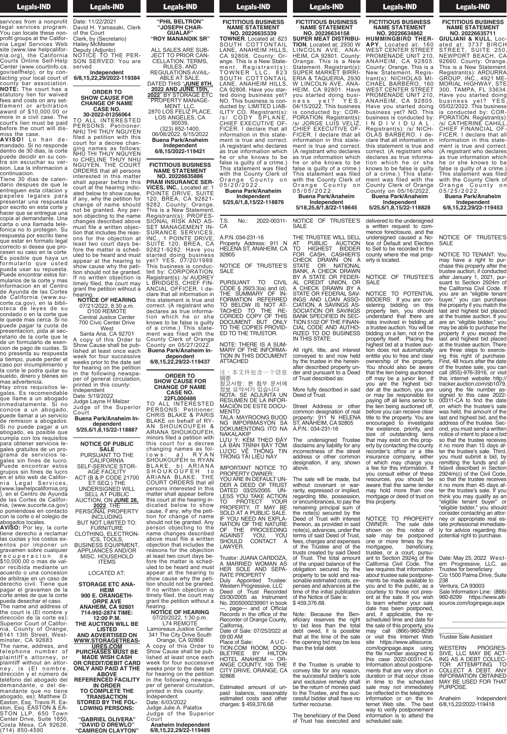services from a nonprofit legal services program. You can locate these nonprofit groups at the California Legal Services Web site (www.law helpcalifornia.org), the California Courts Online Self-Help Center (www.courtinfo.ca.gov/selfhelp), or by contacting your local court of county bar association. **NOTE:** The court has a statutory lien for waived fees and costs on any settlement or arbitration award of $10,000.00 or more in a civil case. The court's lien must be paid before the court will dismiss the case.

**AVISO!** Lo han demandado. Si no responde dentro de 30 días, la corte puede decidir en su contra sin escuchar su version. Lea la informacion a continuacion.

Tiene 30 dias de calendario despues de que le entreguen esta citacion y papeles legales para presentar una respuesta por escrito en esta corte y hacer que se entregue una copia al demandante. Una carta o una llamada telefonica no lo protegen. Su respuesta por escrito tiene que estar en formato legal correcto si desea que procesen su caso en la corte. Es posible que haya un formulario que usted pueda usar su repuesta. Puede encontrar estos formularios de la corte y mas informacion en el Centro de Ayuda de las Cortes de California (www.sucorte.ca.gov), en la biblioteca de leyes de su condado o en la corte que le quede mas cerca. Si no puede pagar la cuota de presentacion, pida al secretario de la corte que le de un formulario de exencion de pago de cuotas. Si no presenta su respuesta a tiempo, puede perder el caso por incumplimiento y la corte le podra quitar su sueldo, dinero y bienes sin mas advertencia.

Hay otros requisitos legales. Es recomendable que llame a un abogado inmediatamente. Si no conoce a un abogado, puede llamar a un servicio de remision a abogados. Si no puede pagar a un abogado, es posible que cumpla con los requisitos para obtener servicios legales gratuitos de un programa de servicios legales sin fines de lucro. Puede encontrar estos grupos sin fines de lucro en el sitio web de California Legal Services, (www.lawhelpcalifornia.org), en el Centro de Ayuda de las Cortes de California, (www.sucorte.ca.gov) o poniendose en contacto con la corte o el colegio de abogados locales.

**AVISO:** Por ley, la corte tiene derecho a reclamar las cuotas y los costos exentos por imponer un gravamen sobre cualquier recuperacion de $10,000.00 o mas de valor recibida mediante un acuerdo o una concesion de arbitraje en un caso de derecho civil. Tiene que pagar el gravamen de la corte antes de que la corte pueda desechar el caso.

The name and address of the court is (El nombre y dirección de la corte es): Superior Court of California, County of Orange, 8141 13th Street, Westminster, CA 92683

The name, address, and telephone number of plaintiff's attorney, or plaintiff without an attorney, is (El nombre, dirección y el número de teléfono del abogado del demandante, o del demandante que no tiene abogado, es): Matthew D. Easton, Esq. Travis R. Easton, Esq. EASTON & EASTON LLP, 650 Town Center Drive, Suite 1850, Costa Mesa, CA 92626. (714) 850-4590

Date: 11/22/2021

David H. Yamasaki, Clerk of the Court

Clerk, by (Secretario) Hailey McMaster

Deputy (Adjunto)

NOTICE TO THE PERSON SERVED: You are served

**Independent 6/8,15,22/29/22-119384**

---

**ORDER TO SHOW CAUSE FOR CHANGE OF NAME CASE NO. 30-2022-01256064**

TO ALL INTERESTED PERSONS: Petitioner: NHU THI THUY NGUYEN filed a petition with this court for a decree changing names as follows: NHU THI THUY NGUYEN to CHELINE THUY NHU NGUYEN. THE COURT ORDERS that all persons interested in this matter shall appear before this court at the hearing indicated below to show cause, if any, why the petition for change of name should not be granted. Any person objecting to the name changes described above must file a written objection that includes the reasons for the objection at least two court days before the matter is scheduled to be heard and must appear at the hearing to show cause why the petition should not be granted. If no written objection is timely filed, the court may grant the petition without a hearing.

**NOTICE OF HEARING**
07/21/2022, 8:30 a.m.
D100 REMOTE
Central Justice Center
700 Civic Center Drive West
Santa Ana, CA 92701

A copy of this Order to Show Cause shall be published at least once each week for four successive weeks prior to the date set for hearing on the petition in the following newspaper of general circulation, printed in this county: Independent

Date: 5/19/2022

Judge Layne H Melzer
Judge of the Superior Court

**Buena Park/Anaheim Independent 5/25,6/1,8,15/22-118887**

---

**NOTICE OF PUBLIC SALE**

PURSUANT TO THE CALIFORNIA SELF-SERVICE STORAGE FACILITY ACT (B & P CODE 21700 ET SEQ.) THE UNDERSIGNED WILL SELL AT PUBLIC AUCTION, ON **JUNE 28, 2022** THE PERSONAL PROPERTY INCLUDING BUT NOT LIMITED TO: FURNITURE CLOTHING, ELECTRONICS, TOOLS, BUSINESS EQUIPMENT, APPLIANCES AND/OR MISC. HOUSEHOLD ITEMS

LOCATED AT:

**STORAGE ETC ANAHEIM 900 E. ORANGETHORPE AVE ANAHEIM, CA 92801 714-992-2874 TIME: 12:00 P.M. THE AUCTION WILL BE LISTED AND ADVERTISED ON WWW.STORAGETREASURES.COM PURCHASES MUST BE MADE WISH CASH OR CREDIT/DEBIT CARD ONLY AND PAID AT THE ABOVE REFERENCED FACILITY IN ORDER TO COMPLETE THE TRANSACTION STORED BY THE FOLLOWING PERSONS:**

**"GABRIEL OLIVERA"**
**"DAVID D DREWLO"**
**"CAMREON CLAYTON"**
**"PHIL BELTRON"**
**"JOSEPH CHARGUALAF"**
**"ROY MANANDIK SR"**

ALL SALES ARE SUBJECT TO PRIOR CANCELLATION. TERMS, RULES, AND REGULATIONS AVAILABLE AT SALE. DATED THIS "**JUNE 8TH, 2022 AND JUNE 15th, 2022**" BY STORAGE ETC PROPERTY MANAGEMENT. LLC. 2870 LOS FELIZ PLACE, LOS ANGELES, CA 90039. (323) 852-1400. 06/08/2022, 6/15/2022

**Buena Park/Anaheim Independent 6/8,15/22-119421**

---

**FICTITIOUS BUSINESS NAME STATEMENT NO. 20226635886**

**PRAM INSURANCE SERVICES, INC.**, Located at: 1 POINTE DRIVE, SUITE 120, BREA, CA 92821-9282. County: Orange. This is a New Statement. Registrant(s): PROFESSIONAL RISK AND ASSET MANAGEMENT INSURANCE SERVICES, INC., 1 POINTE DRIVE, SUITE 120, BREA, CA 92821-9282. Have you started doing business yet? YES, 07/20/1989. This business is conducted by: CORPORATION. Registrant(s): /s/ AUDREY L BRIDGES, CHIEF FINANCIAL OFFICER. I declare that all information in this statement is true and correct. (A registrant who declares as true information which he or she knows to be false is guilty of a crime.) This statement was filed with the County Clerk of Orange County on 05/27/2022.

**Buena Park/Anaheim Independent 6/8,15,22,29/22-119437**

---

**ORDER TO SHOW CAUSE FOR CHANGE OF NAME CASE NO. 22FL000486**

TO ALL INTERESTED PERSONS: Petitioner: CHRIS BLAKE & PARIS BLAKE on behalf of RYAN SHOUKOUFEH & ARIANA SHOUKOUFEH, minors filed a petition with this court for a decree changing names as follows: a) RYAN SHOUKOUFEH to RYAN BLAKE, b) ARIANA SHOUKOUFEH to ARIANA BLAKE. THE COURT ORDERS that all persons interested in this matter shall appear before this court at the hearing indicated below to show cause, if any, why the petition for change of name should not be granted. Any person objecting to the name changes described above must file a written objection that includes the reasons for the objection at least two court days before the matter is scheduled to be heard and must appear at the hearing to show cause why the petition should not be granted. If no written objection is timely filed, the court may grant the petition without a hearing.

**NOTICE OF HEARING**
07/20/2022, 1:30 p.m.
L74 REMOTE
Lamoreaux Justice Center
341 The City Drive South
Orange, CA 92868

A copy of this Order to Show Cause shall be published at least once each week for four successive weeks prior to the date set for hearing on the petition in the following newspaper of general circulation, printed in this county: Independent

Date: 6/03/2022

Judge Julie A. Palafox
Judge of the Superior Court

**Anaheim Independent 6/8,15,22,29/22-119489**

---

**FICTITIOUS BUSINESS NAME STATEMENT NO. 20226635339**

**TOWNER**, Located at: 823 SOUTH COTTONTAIL LANE, ANAHEIM HILLS, CA 92808. County: Orange. This is a New Statement. Registrant(s): TOWNER LLC, 823 SOUTH COTTONTAIL LANE, ANAHEIM HILLS, CA 92808. Have you started doing business yet? NO. This business is conducted by: LIMITED LIABILITY CO. Registrant(s): /s/ CODY SPLANE, CHIEF EXECUTIVE OFFICER. I declare that all information in this statement is true and correct. (A registrant who declares as true information which he or she knows to be false is guilty of a crime.) This statement was filed with the County Clerk of Orange County on 05/20/2022.

**Buena Park/Anaheim Independent 5/25,6/1,8,15/22-118876**

---

**FICTITIOUS BUSINESS NAME STATEMENT NO. 20226634158**

**SUPER MEAT DISTRIBUTION**, Located at: 2930 W LINCOLN AVE, ANAHEIM, CA 92801. County: Orange. This is a New Statement. Registrant(s): SUPER MARKET BIRRIERIA & TAQUERIA, 2930 W LINCOLN AVE, ANAHEIM, CA 92801. Have you started doing business yet? YES, 04/15/2022. This business is conducted by: CORPORATION. Registrant(s): /s/ JORGE LUIS VELIZ, CHIEF EXECUTIVE OFFICER. I declare that all information in this statement is true and correct. (A registrant who declares as true information which he or she knows to be false is guilty of a crime.) This statement was filed with the County Clerk of Orange County on 05/05/2022.

**Buena Park/Anaheim Independent 5/18,25,6/1,8/22-118645**

---

**FICTITIOUS BUSINESS NAME STATEMENT NO. 20226634862**

**HUMMINGBIRD THERAPY**, Located at: 160 WEST CENTER STREET PROMENADE UNIT 210, ANAHEIM, CA 92805. County: Orange. This is a New Statement. Registrant(s): NICHOLAS MICHAEL BARBERO, 160 WEST CENTER STREET PROMENADE UNIT 210, ANAHEIM, CA 92805. Have you started doing business yet? NO. This business is conducted by: INDIVIDUAL. Registrant(s): /s/ NICHOLAS BARBERO. I declare that all information in this statement is true and correct. (A registrant who declares as true information which he or she knows to be false is guilty of a crime.) This statement was filed with the County Clerk of Orange County on 05/16/2022.

**Buena Park/Anaheim Independent 5/25,6/1,8,15/22-118828**

---

**FICTITIOUS BUSINESS NAME STATEMENT NO. 20226635711**

**GIULIANI & KULL**, Located at: 3737 BIRCH STREET, SUITE 250, NEWPORT BEACH, CA 92660. County: Orange. This is a New Statement. Registrant(s): ARDURRA GROUP, INC., 4921 MEMORIAL HIGHWAY, STE 300, TAMPA, FL 33634. Have you started doing business yet? YES, 05/02/2022. This business is conducted by: CORPORATION. Registrant(s): /s/ CATHERINE CAHILL, CHIEF FINANCIAL OFFICER. I declare that all information in this statement is true and correct. (A registrant who declares as true information which he or she knows to be false is guilty of a crime.) This statement was filed with the County Clerk of Orange County on 05/25/2022.

**Buena Park/Anaheim Independent 6/8,15,22,29/22-119453**

---

T.S. No.: 2022-00311-CA

A.P.N.:034-231-16

Property Address: 911 N HELENA ST, ANAHEIM, CA 92805

NOTICE OF TRUSTEE'S SALE

PURSUANT TO CIVIL CODE § 2923.3(a) and (d), THE SUMMARY OF INFORMATION REFERRED TO BELOW IS NOT ATTACHED TO THE RECORDED COPY OF THIS DOCUMENT BUT ONLY TO THE COPIES PROVIDED TO THE TRUSTOR.

NOTE: THERE IS A SUMMARY OF THE INFORMATION IN THIS DOCUMENT ATTACHED

注：本文件包含一个信息摘要

참고사항: 본 첨부 문서에 정보 요약서가 있습니다

NOTA: SE ADJUNTA UN RESUMEN DE LA INFORMACIÓN DE ESTE DOCUMENTO

TALA: MAYROONG BUOD NG IMPORMASYON SA DOKUMENTONG ITO NA NAKALAKIP

LƯU Ý: KÈM THEO ĐÂY LÀ BẢN TRÌNH BÀY TÓM LƯỢC VỀ THÔNG TIN TRONG TÀI LIỆU NÀY

IMPORTANT NOTICE TO PROPERTY OWNER: YOU ARE IN DEFAULT UNDER A DEED OF TRUST DATED 03/25/2005. UNLESS YOU TAKE ACTION TO PROTECT YOUR PROPERTY, IT MAY BE SOLD AT A PUBLIC SALE. IF YOU NEED AN EXPLANATION OF THE NATURE OF THE PROCEEDING AGAINST YOU, YOU SHOULD CONTACT A LAWYER.

Trustor: JUANA CARDOZA, A MARRIED WOMAN AS HER SOLE AND SEPARATE PROPERTY

Duly Appointed Trustee: Western Progressive, LLC

Deed of Trust Recorded 03/30/2005 as Instrument No. 2005000239901 in book ---, page--- and of Official Records in the office of the Recorder of Orange County, California,

Date of Sale: 07/25/2022 at 09:00 AM

Place of Sale: AUCTION.COM ROOM, DOUBLETREE BY HILTON HOTEL ANAHEIM – ORANGE COUNTY, 100 THE CITY DRIVE, ORANGE, CA 92868

Estimated amount of unpaid balance, reasonably estimated costs and other charges: $ 459,376.68

NOTICE OF TRUSTEE'S SALE

THE TRUSTEE WILL SELL AT PUBLIC AUCTION TO HIGHEST BIDDER FOR CASH, CASHIER'S CHECK DRAWN ON A STATE OR NATIONAL BANK, A CHECK DRAWN BY A STATE OR FEDERAL CREDIT UNION, OR A CHECK DRAWN BY A STATE OR FEDERAL SAVINGS AND LOAN ASSOCIATION, A SAVINGS ASSOCIATION OR SAVINGS BANK SPECIFIED IN SECTION 5102 OF THE FINANCIAL CODE AND AUTHORIZED TO DO BUSINESS IN THIS STATE:

All right, title, and interest conveyed to and now held by the trustee in the hereinafter described property under and pursuant to a Deed of Trust described as:

More fully described in said Deed of Trust.

Street Address or other common designation of real property: 911 N HELENA ST, ANAHEIM, CA 92805 A.P.N.: 034-231-16

The undersigned Trustee disclaims any liability for any incorrectness of the street address or other common designation, if any, shown above.

The sale will be made, but without covenant or warranty, expressed or implied, regarding title, possession, or encumbrances, to pay the remaining principal sum of the note(s) secured by the Deed of Trust with interest thereon, as provided in said note(s), advances, under the terms of said Deed of Trust, fees, charges and expenses of the Trustee and of the trusts created by said Deed of Trust. The total amount of the unpaid balance of the obligation secured by the property to be sold and reasonable estimated costs, expenses and advances at the time of the initial publication of the Notice of Sale is: $ 459,376.68.

Note: Because the Beneficiary reserves the right to bid less than the total debt owed, it is possible that at the time of the sale the opening bid may be less than the total debt.

If the Trustee is unable to convey title for any reason, the successful bidder's sole and exclusive remedy shall be the return of monies paid to the Trustee, and the successful bidder shall have no further recourse.

The beneficiary of the Deed of Trust has executed and delivered to the undersigned a written request to commence foreclosure, and the undersigned caused a Notice of Default and Election to Sell to be recorded in the county where the real property is located.

NOTICE OF TRUSTEE'S SALE

NOTICE TO POTENTIAL BIDDERS: If you are considering bidding on this property lien, you should understand that there are risks involved in bidding at a trustee auction. You will be bidding on a lien, not on the property itself. Placing the highest bid at a trustee auction does not automatically entitle you to free and clear ownership of the property. You should also be aware that the lien being auctioned off may be a junior lien. If you are the highest bidder at the auction, you are or may be responsible for paying off all liens senior to the lien being auctioned off, before you can receive clear title to the property. You are encouraged to investigate the existence, priority, and size of outstanding liens that may exist on this property by contacting the county recorder's office or a title insurance company, either of which may charge you a fee for this information. If you consult either of these resources, you should be aware that the same lender may hold more than one mortgage or deed of trust on this property.

NOTICE TO PROPERTY OWNER: The sale date shown on this notice of sale may be postponed one or more times by the mortgagee, beneficiary, trustee, or a court, pursuant to Section 2924g of the California Civil Code. The law requires that information about trustee sale postponements be made available to you and to the public, as a courtesy to those not present at the sale. If you wish to learn whether your sale date has been postponed, and, if applicable, the rescheduled time and date for the sale of this property, you may call (866)-960-8299 or visit this Internet Web site https://www.altisource.com/loginpage.aspx using the file number assigned to this case 2022-00311-CA. Information about postponements that are very short in duration or that occur close in time to the scheduled sale may not immediately be reflected in the telephone information or on the Internet Web site. The best way to verify postponement information is to attend the scheduled sale.

NOTICE OF TRUSTEE'S SALE

NOTICE TO TENANT: You may have a right to purchase this property after the trustee auction, if conducted after January 1, 2021, pursuant to Section 2924m of the California Civil Code. If you are an "eligible tenant buyer," you can purchase the property if you match the last and highest bid placed at the trustee auction. If you are an "eligible bidder," you may be able to purchase the property if you exceed the last and highest bid placed at the trustee auction. There are three steps to exercising this right of purchase. First, 48 hours after the date of the trustee sale, you can call (855)-976-3916, or visit this internet website http://tracker.auction.com/sb1079, using the file number assigned to this case 2022-00311-CA to find the date on which the trustee's sale was held, the amount of the last and highest bid, and the address of the trustee. Second, you must send a written notice of intent to place a bid so that the trustee receives it no more than 15 days after the trustee's sale. Third, you must submit a bid, by remitting the funds and affidavit described in Section 2924m(c) of the Civil Code, so that the trustee receives it no more than 45 days after the trustee's sale. If you think you may qualify as an "eligible tenant buyer" or "eligible bidder," you should consider contacting an attorney or appropriate real estate professional immediately for advice regarding this potential right to purchase.

Date: May 25, 2022 Western Progressive, LLC, as Trustee for beneficiary
C/o 1500 Palma Drive, Suite 238
Ventura, CA 93003
Sale Information Line: (866) 960-8299 https://www.altisource.com/loginpage.aspx

Trustee Sale Assistant

WESTERN PROGRESSIVE, LLC MAY BE ACTING AS A DEBT COLLECTOR ATTEMPTING TO COLLECT A DEBT. ANY INFORMATION OBTAINED MAY BE USED FOR THAT PURPOSE.

Anaheim Independent 6/8,15,22/2022-119418